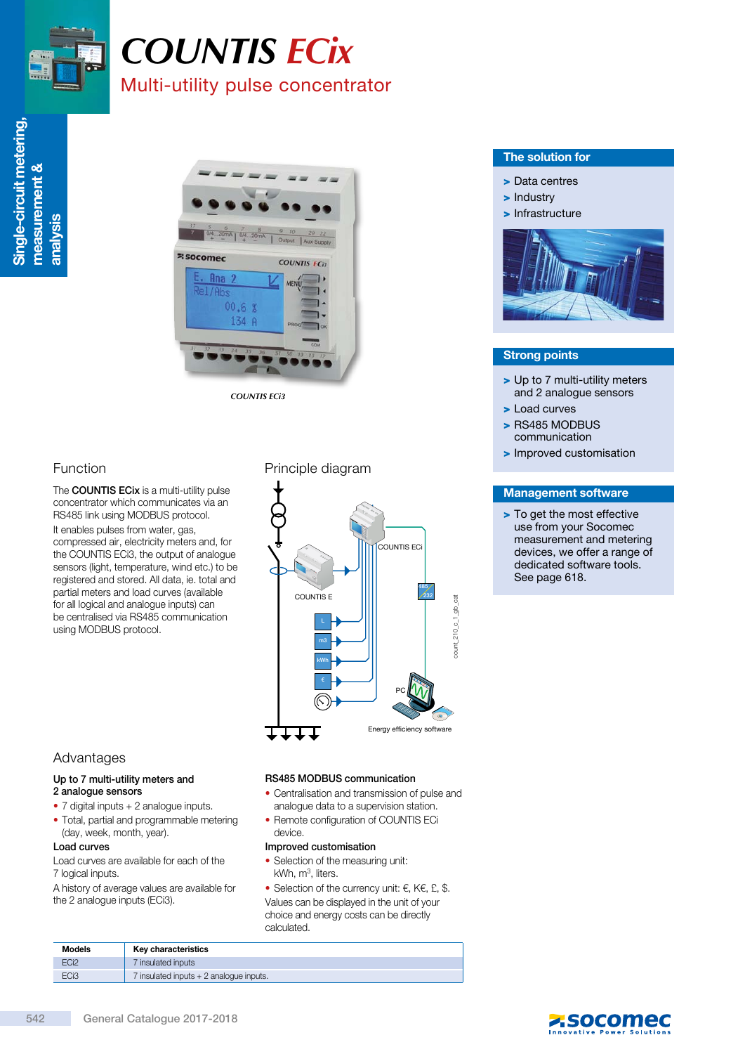# COUNTIS ECix

## Multi-utility pulse concentrator

COUNTIS ECi3

### The solution for

- Data centres
- Industry
- Infrastructure

### Strong points

- Up to 7 multi-utility meters and 2 analogue sensors
- Load curves
- RS485 MODBUS communication
- Improved customisation

### Management software

- To get the most effective use from your Socomec measurement and metering devices, we offer a range of dedicated software tools. See page 618.

## Function

The **COUNTIS ECix** is a multi-utility pulse concentrator which communicates via an RS485 link using MODBUS protocol.

It enables pulses from water, gas, compressed air, electricity meters and, for the COUNTIS ECi3, the output of analogue sensors (light, temperature, wind etc.) to be registered and stored. All data, ie. total and partial meters and load curves (available for all logical and analogue inputs) can be centralised via RS485 communication using MODBUS protocol.

## Principle diagram

COUNTIS ECi

COUNTIS E

485 / 232

L, m3, kWh, €

PC

Energy efficiency software

## Advantages

### Up to 7 multi-utility meters and 2 analogue sensors

- 7 digital inputs + 2 analogue inputs.
- Total, partial and programmable metering (day, week, month, year).

### Load curves

Load curves are available for each of the 7 logical inputs.

A history of average values are available for the 2 analogue inputs (ECi3).

### RS485 MODBUS communication

- Centralisation and transmission of pulse and analogue data to a supervision station.
- Remote configuration of COUNTIS ECi device.

### Improved customisation

- Selection of the measuring unit: kWh, $m^3$, liters.
- Selection of the currency unit: €, K€, £, $.

Values can be displayed in the unit of your choice and energy costs can be directly calculated.

| Models | Key characteristics |
|---|---|
| ECi2 | 7 insulated inputs |
| ECi3 | 7 insulated inputs + 2 analogue inputs. |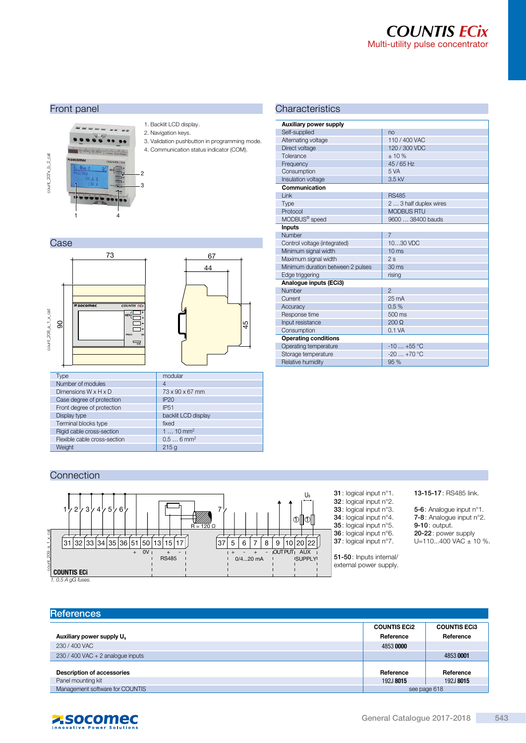# COUNTIS ECix

Multi-utility pulse concentrator

## Front panel

1. Backlit LCD display.
2. Navigation keys.
3. Validation pushbutton in programming mode.
4. Communication status indicator (COM).

## Case

| | |
|---|---|
| Type | modular |
| Number of modules | 4 |
| Dimensions W x H x D | 73 x 90 x 67 mm |
| Case degree of protection | IP20 |
| Front degree of protection | IP51 |
| Display type | backlit LCD display |
| Terminal blocks type | fixed |
| Rigid cable cross-section | 1 … 10 mm² |
| Flexible cable cross-section | 0.5 … 6 mm² |
| Weight | 215 g |

## Characteristics

| | |
|---|---|
| **Auxiliary power supply** | |
| Self-supplied | no |
| Alternating voltage | 110 / 400 VAC |
| Direct voltage | 120 / 300 VDC |
| Tolerance | ± 10 % |
| Frequency | 45 / 65 Hz |
| Consumption | 5 VA |
| Insulation voltage | 3.5 kV |
| **Communication** | |
| Link | RS485 |
| Type | 2 … 3 half duplex wires |
| Protocol | MODBUS RTU |
| MODBUS® speed | 9600 … 38400 bauds |
| **Inputs** | |
| Number | 7 |
| Control voltage (integrated) | 10…30 VDC |
| Minimum signal width | 10 ms |
| Maximum signal width | 2 s |
| Minimum duration between 2 pulses | 30 ms |
| Edge triggering | rising |
| **Analogue inputs (ECi3)** | |
| Number | 2 |
| Current | 25 mA |
| Accuracy | 0.5 % |
| Response time | 500 ms |
| Input resistance | 200 Ω |
| Consumption | 0.1 VA |
| **Operating conditions** | |
| Operating temperature | -10 … +55 °C |
| Storage temperature | -20 … +70 °C |
| Relative humidity | 95 % |

## Connection

COUNTIS ECi

1. 0.5 A gG fuses.

**31**: logical input n°1.
**32**: logical input n°2.
**33**: logical input n°3.
**34**: logical input n°4.
**35**: logical input n°5.
**36**: logical input n°6.
**37**: logical input n°7.

**51-50**: Inputs internal/ external power supply.

**13-15-17**: RS485 link.

**5-6**: Analogue input n°1.
**7-8**: Analogue input n°2.
**9-10**: output.
**20-22**: power supply U=110...400 VAC ± 10 %.

## References

| Auxiliary power supply $U_s$ | COUNTIS ECi2 Reference | COUNTIS ECi3 Reference |
|---|---|---|
| 230 / 400 VAC | 4853 **0000** | |
| 230 / 400 VAC + 2 analogue inputs | | 4853 **0001** |
| **Description of accessories** | **Reference** | **Reference** |
| Panel mounting kit | 192J **8015** | 192J **8015** |
| Management software for COUNTIS | see page 618 | |